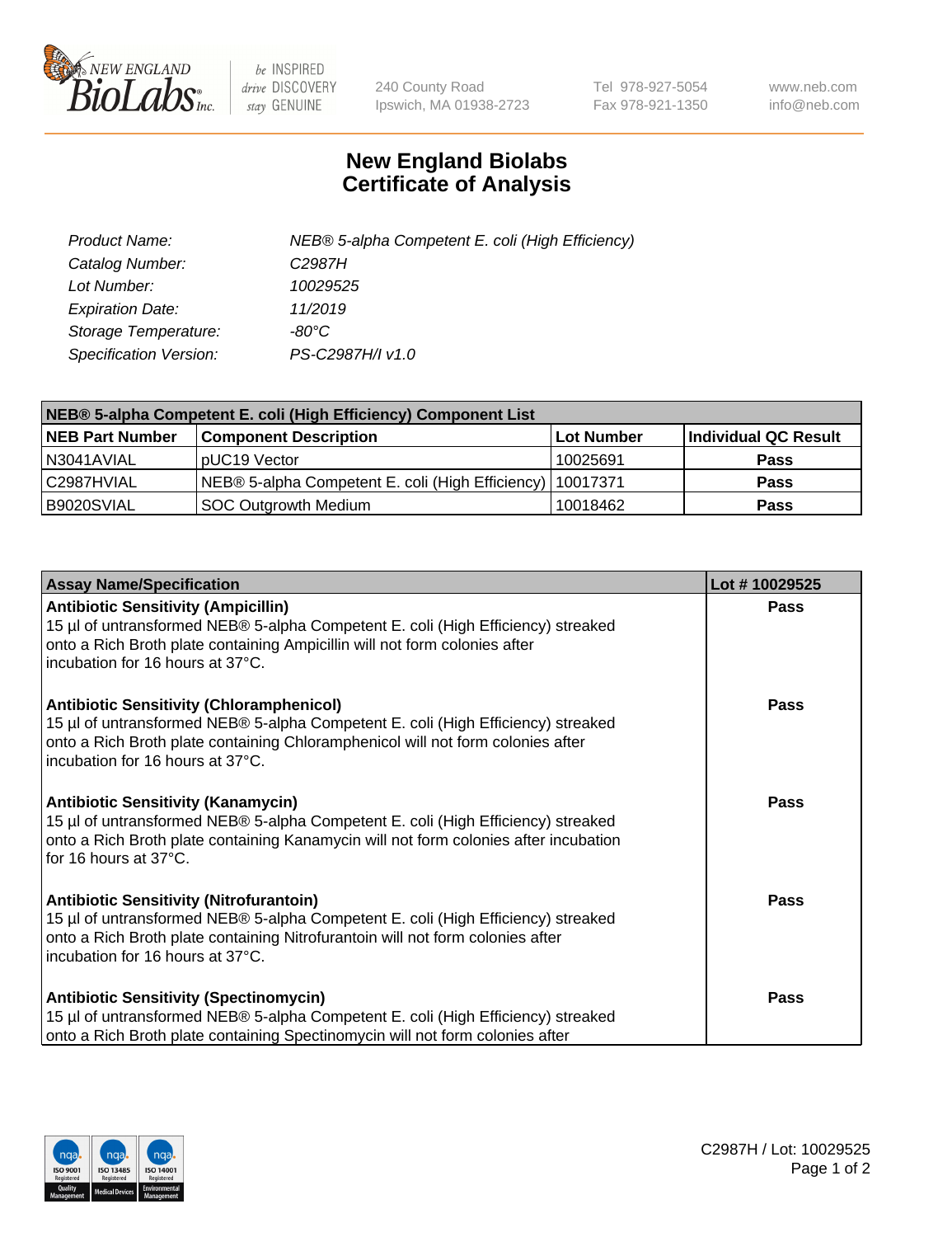# New England Biolabs Certificate of Analysis

| | |
|---|---|
| *Product Name:* | *NEB® 5-alpha Competent E. coli (High Efficiency)* |
| *Catalog Number:* | *C2987H* |
| *Lot Number:* | *10029525* |
| *Expiration Date:* | *11/2019* |
| *Storage Temperature:* | *-80°C* |
| *Specification Version:* | *PS-C2987H/I v1.0* |

| NEB® 5-alpha Competent E. coli (High Efficiency) Component List | | | |
|---|---|---|---|
| **NEB Part Number** | **Component Description** | **Lot Number** | **Individual QC Result** |
| N3041AVIAL | pUC19 Vector | 10025691 | **Pass** |
| C2987HVIAL | NEB® 5-alpha Competent E. coli (High Efficiency) | 10017371 | **Pass** |
| B9020SVIAL | SOC Outgrowth Medium | 10018462 | **Pass** |

| Assay Name/Specification | Lot # 10029525 |
|---|---|
| **Antibiotic Sensitivity (Ampicillin)**<br>15 µl of untransformed NEB® 5-alpha Competent E. coli (High Efficiency) streaked onto a Rich Broth plate containing Ampicillin will not form colonies after incubation for 16 hours at 37°C. | **Pass** |
| **Antibiotic Sensitivity (Chloramphenicol)**<br>15 µl of untransformed NEB® 5-alpha Competent E. coli (High Efficiency) streaked onto a Rich Broth plate containing Chloramphenicol will not form colonies after incubation for 16 hours at 37°C. | **Pass** |
| **Antibiotic Sensitivity (Kanamycin)**<br>15 µl of untransformed NEB® 5-alpha Competent E. coli (High Efficiency) streaked onto a Rich Broth plate containing Kanamycin will not form colonies after incubation for 16 hours at 37°C. | **Pass** |
| **Antibiotic Sensitivity (Nitrofurantoin)**<br>15 µl of untransformed NEB® 5-alpha Competent E. coli (High Efficiency) streaked onto a Rich Broth plate containing Nitrofurantoin will not form colonies after incubation for 16 hours at 37°C. | **Pass** |
| **Antibiotic Sensitivity (Spectinomycin)**<br>15 µl of untransformed NEB® 5-alpha Competent E. coli (High Efficiency) streaked onto a Rich Broth plate containing Spectinomycin will not form colonies after | **Pass** |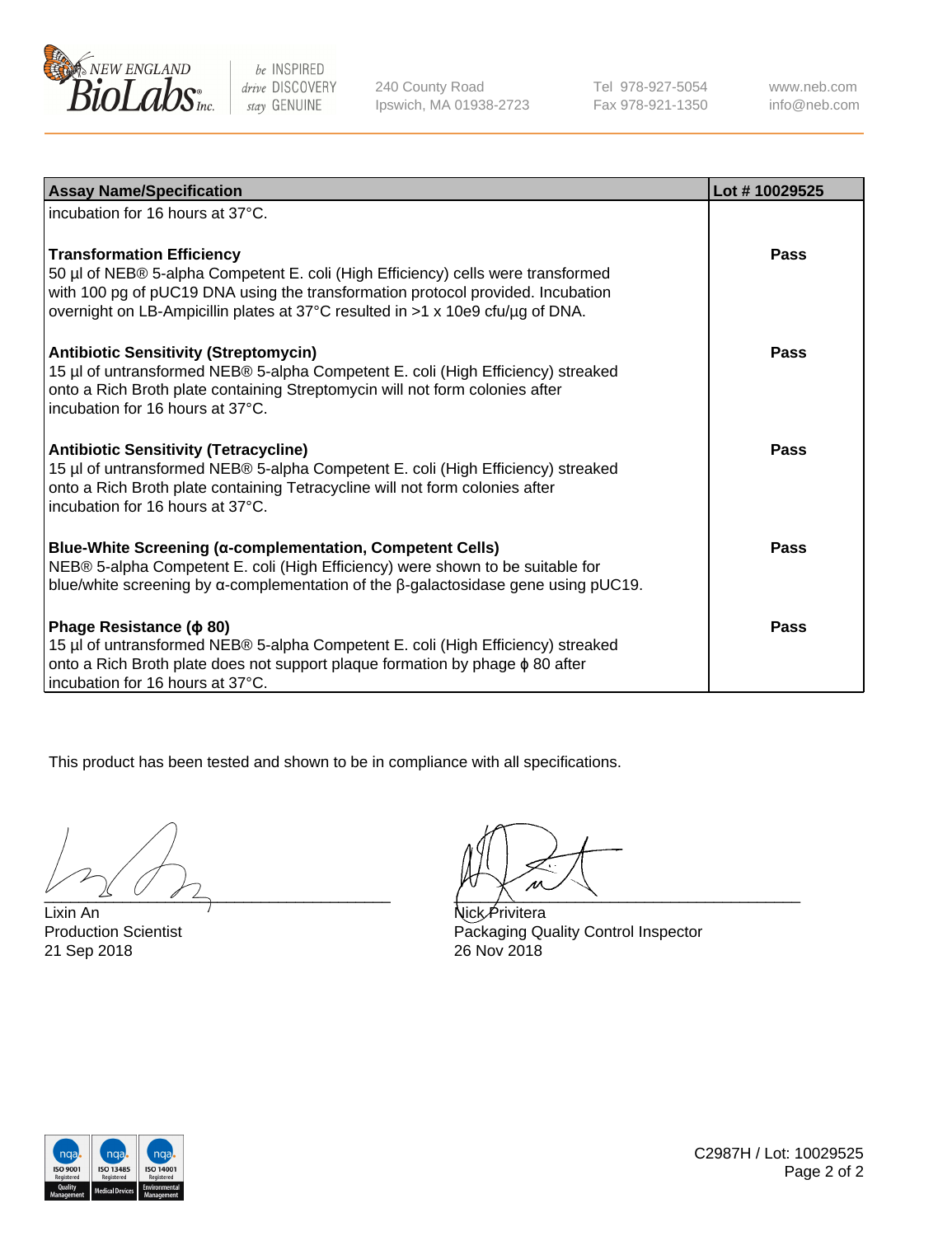| Assay Name/Specification | Lot # 10029525 |
|---|---|
| incubation for 16 hours at 37°C. | |
| **Transformation Efficiency**<br>50 µl of NEB® 5-alpha Competent E. coli (High Efficiency) cells were transformed with 100 pg of pUC19 DNA using the transformation protocol provided. Incubation overnight on LB-Ampicillin plates at 37°C resulted in >1 x 10e9 cfu/µg of DNA. | **Pass** |
| **Antibiotic Sensitivity (Streptomycin)**<br>15 µl of untransformed NEB® 5-alpha Competent E. coli (High Efficiency) streaked onto a Rich Broth plate containing Streptomycin will not form colonies after incubation for 16 hours at 37°C. | **Pass** |
| **Antibiotic Sensitivity (Tetracycline)**<br>15 µl of untransformed NEB® 5-alpha Competent E. coli (High Efficiency) streaked onto a Rich Broth plate containing Tetracycline will not form colonies after incubation for 16 hours at 37°C. | **Pass** |
| **Blue-White Screening (α-complementation, Competent Cells)**<br>NEB® 5-alpha Competent E. coli (High Efficiency) were shown to be suitable for blue/white screening by α-complementation of the β-galactosidase gene using pUC19. | **Pass** |
| **Phage Resistance (ϕ 80)**<br>15 µl of untransformed NEB® 5-alpha Competent E. coli (High Efficiency) streaked onto a Rich Broth plate does not support plaque formation by phage ϕ 80 after incubation for 16 hours at 37°C. | **Pass** |

This product has been tested and shown to be in compliance with all specifications.

Lixin An
Production Scientist
21 Sep 2018

Nick Privitera
Packaging Quality Control Inspector
26 Nov 2018

C2987H / Lot: 10029525